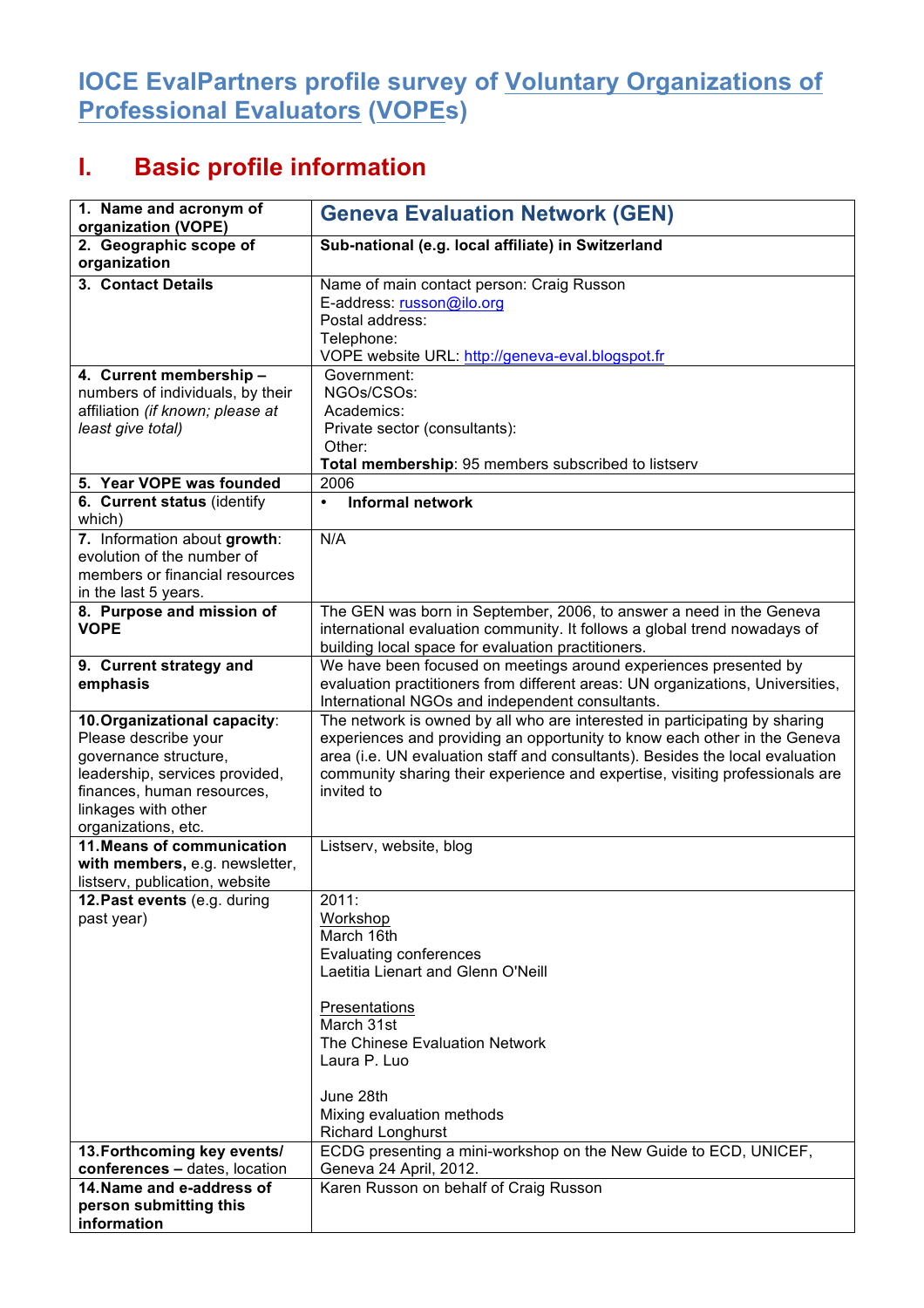# IOCE EvalPartners profile survey of Voluntary Organizations of Professional Evaluators (VOPEs)

## I. Basic profile information

| | |
|---|---|
| **1. Name and acronym of organization (VOPE)** | **Geneva Evaluation Network (GEN)** |
| **2. Geographic scope of organization** | **Sub-national (e.g. local affiliate) in Switzerland** |
| **3. Contact Details** | Name of main contact person: Craig Russon<br>E-address: russon@ilo.org<br>Postal address:<br>Telephone:<br>VOPE website URL: http://geneva-eval.blogspot.fr |
| **4. Current membership –** numbers of individuals, by their affiliation *(if known; please at least give total)* | Government:<br>NGOs/CSOs:<br>Academics:<br>Private sector (consultants):<br>Other:<br>**Total membership**: 95 members subscribed to listserv |
| **5. Year VOPE was founded** | 2006 |
| **6. Current status** (identify which) | • **Informal network** |
| **7.** Information about **growth**: evolution of the number of members or financial resources in the last 5 years. | N/A |
| **8. Purpose and mission of VOPE** | The GEN was born in September, 2006, to answer a need in the Geneva international evaluation community. It follows a global trend nowadays of building local space for evaluation practitioners. |
| **9. Current strategy and emphasis** | We have been focused on meetings around experiences presented by evaluation practitioners from different areas: UN organizations, Universities, International NGOs and independent consultants. |
| **10. Organizational capacity**: Please describe your governance structure, leadership, services provided, finances, human resources, linkages with other organizations, etc. | The network is owned by all who are interested in participating by sharing experiences and providing an opportunity to know each other in the Geneva area (i.e. UN evaluation staff and consultants). Besides the local evaluation community sharing their experience and expertise, visiting professionals are invited to |
| **11. Means of communication with members,** e.g. newsletter, listserv, publication, website | Listserv, website, blog |
| **12. Past events** (e.g. during past year) | 2011:<br>Workshop<br>March 16th<br>Evaluating conferences<br>Laetitia Lienart and Glenn O'Neill<br><br>Presentations<br>March 31st<br>The Chinese Evaluation Network<br>Laura P. Luo<br><br>June 28th<br>Mixing evaluation methods<br>Richard Longhurst |
| **13. Forthcoming key events/ conferences –** dates, location | ECDG presenting a mini-workshop on the New Guide to ECD, UNICEF, Geneva 24 April, 2012. |
| **14. Name and e-address of person submitting this information** | Karen Russon on behalf of Craig Russon |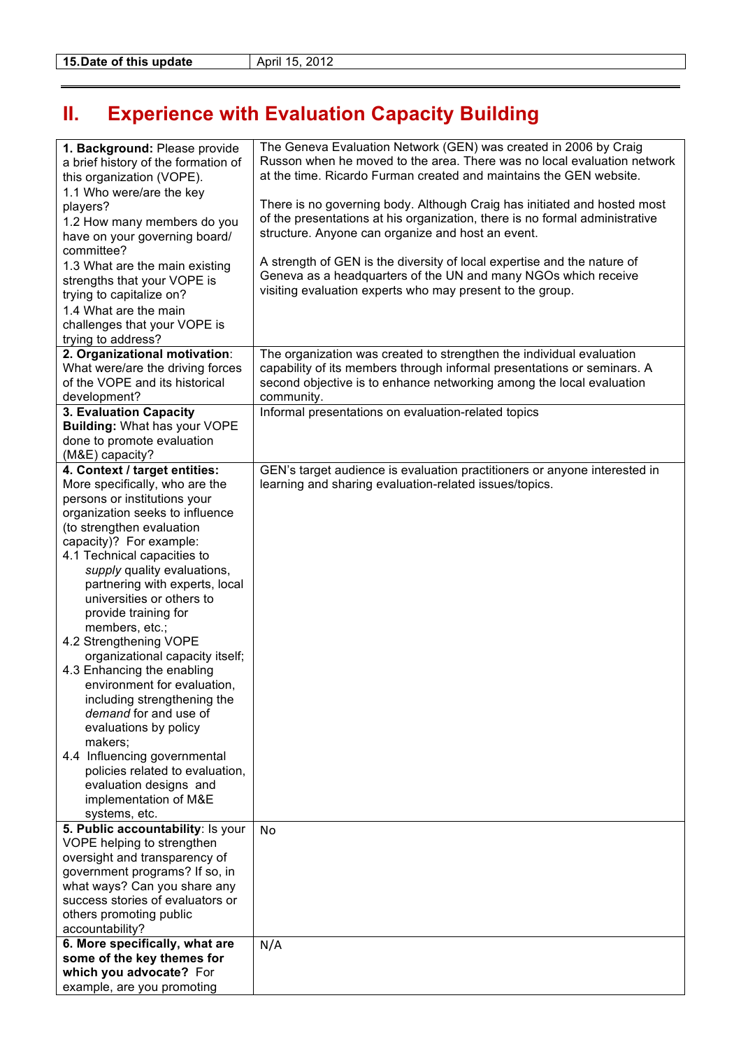| 15.Date of this update | April 15, 2012 |
|---|---|

## II. Experience with Evaluation Capacity Building

| | |
|---|---|
| **1. Background:** Please provide a brief history of the formation of this organization (VOPE).<br>1.1 Who were/are the key players?<br>1.2 How many members do you have on your governing board/ committee?<br>1.3 What are the main existing strengths that your VOPE is trying to capitalize on?<br>1.4 What are the main challenges that your VOPE is trying to address? | The Geneva Evaluation Network (GEN) was created in 2006 by Craig Russon when he moved to the area. There was no local evaluation network at the time. Ricardo Furman created and maintains the GEN website.<br><br>There is no governing body. Although Craig has initiated and hosted most of the presentations at his organization, there is no formal administrative structure. Anyone can organize and host an event.<br><br>A strength of GEN is the diversity of local expertise and the nature of Geneva as a headquarters of the UN and many NGOs which receive visiting evaluation experts who may present to the group. |
| **2. Organizational motivation**: What were/are the driving forces of the VOPE and its historical development? | The organization was created to strengthen the individual evaluation capability of its members through informal presentations or seminars. A second objective is to enhance networking among the local evaluation community. |
| **3. Evaluation Capacity Building:** What has your VOPE done to promote evaluation (M&E) capacity? | Informal presentations on evaluation-related topics |
| **4. Context / target entities:** More specifically, who are the persons or institutions your organization seeks to influence (to strengthen evaluation capacity)? For example:<br>4.1 Technical capacities to *supply* quality evaluations, partnering with experts, local universities or others to provide training for members, etc.;<br>4.2 Strengthening VOPE organizational capacity itself;<br>4.3 Enhancing the enabling environment for evaluation, including strengthening the *demand* for and use of evaluations by policy makers;<br>4.4 Influencing governmental policies related to evaluation, evaluation designs and implementation of M&E systems, etc. | GEN's target audience is evaluation practitioners or anyone interested in learning and sharing evaluation-related issues/topics. |
| **5. Public accountability**: Is your VOPE helping to strengthen oversight and transparency of government programs? If so, in what ways? Can you share any success stories of evaluators or others promoting public accountability? | No |
| **6. More specifically, what are some of the key themes for which you advocate?** For example, are you promoting | N/A |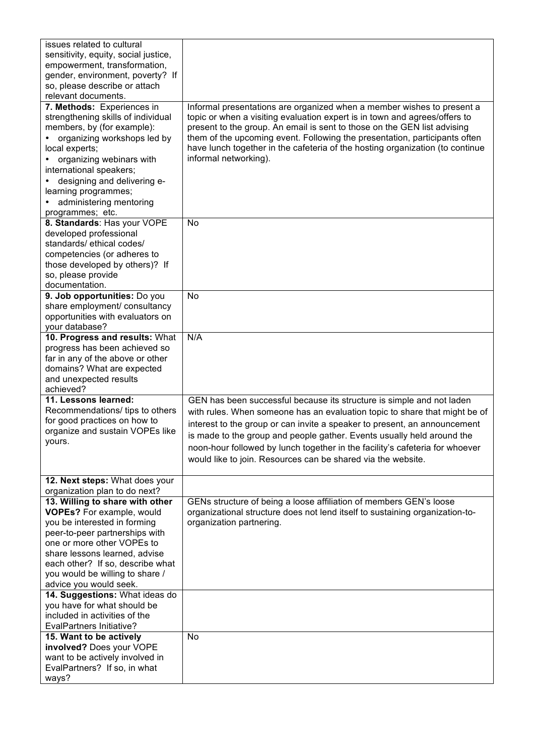| | |
|---|---|
| issues related to cultural sensitivity, equity, social justice, empowerment, transformation, gender, environment, poverty? If so, please describe or attach relevant documents. | |
| **7. Methods:** Experiences in strengthening skills of individual members, by (for example): <br>• organizing workshops led by local experts; <br>• organizing webinars with international speakers; <br>• designing and delivering e-learning programmes; <br>• administering mentoring programmes; etc. | Informal presentations are organized when a member wishes to present a topic or when a visiting evaluation expert is in town and agrees/offers to present to the group. An email is sent to those on the GEN list advising them of the upcoming event. Following the presentation, participants often have lunch together in the cafeteria of the hosting organization (to continue informal networking). |
| **8. Standards**: Has your VOPE developed professional standards/ ethical codes/ competencies (or adheres to those developed by others)? If so, please provide documentation. | No |
| **9. Job opportunities:** Do you share employment/ consultancy opportunities with evaluators on your database? | No |
| **10. Progress and results:** What progress has been achieved so far in any of the above or other domains? What are expected and unexpected results achieved? | N/A |
| **11. Lessons learned:** Recommendations/ tips to others for good practices on how to organize and sustain VOPEs like yours. | GEN has been successful because its structure is simple and not laden with rules. When someone has an evaluation topic to share that might be of interest to the group or can invite a speaker to present, an announcement is made to the group and people gather. Events usually held around the noon-hour followed by lunch together in the facility's cafeteria for whoever would like to join. Resources can be shared via the website. |
| **12. Next steps:** What does your organization plan to do next? | |
| **13. Willing to share with other VOPEs?** For example, would you be interested in forming peer-to-peer partnerships with one or more other VOPEs to share lessons learned, advise each other? If so, describe what you would be willing to share / advice you would seek. | GENs structure of being a loose affiliation of members GEN's loose organizational structure does not lend itself to sustaining organization-to-organization partnering. |
| **14. Suggestions:** What ideas do you have for what should be included in activities of the EvalPartners Initiative? | |
| **15. Want to be actively involved?** Does your VOPE want to be actively involved in EvalPartners? If so, in what ways? | No |